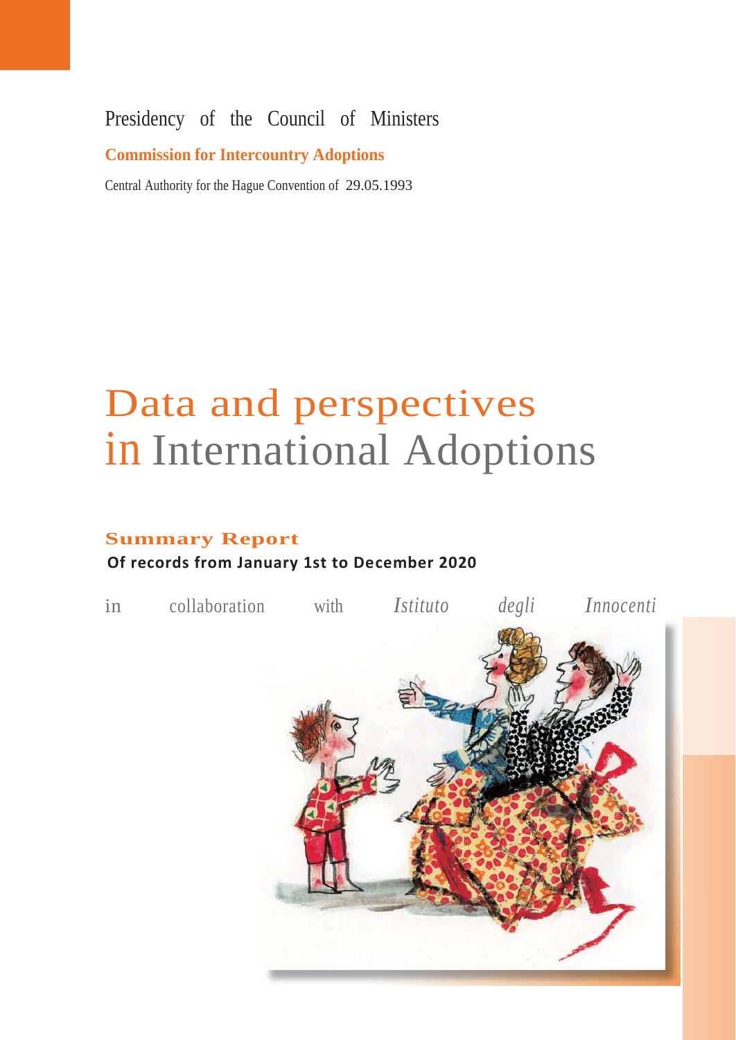Presidency of the Council of Ministers

**Commission for Intercountry Adoptions**

Central Authority for the Hague Convention of 29.05.1993

# Data and perspectives in International Adoptions

## Summary Report

**Of records from January 1st to December 2020**

in collaboration with *Istituto degli Innocenti*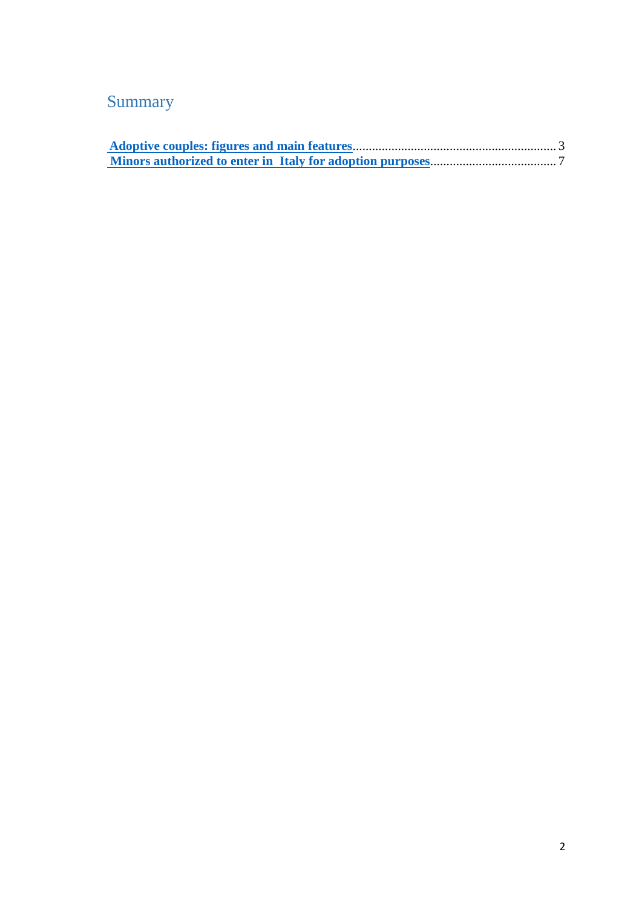# Summary

**Adoptive couples: figures and main features**.............................................................. 3

**Minors authorized to enter in Italy for adoption purposes**...................................... 7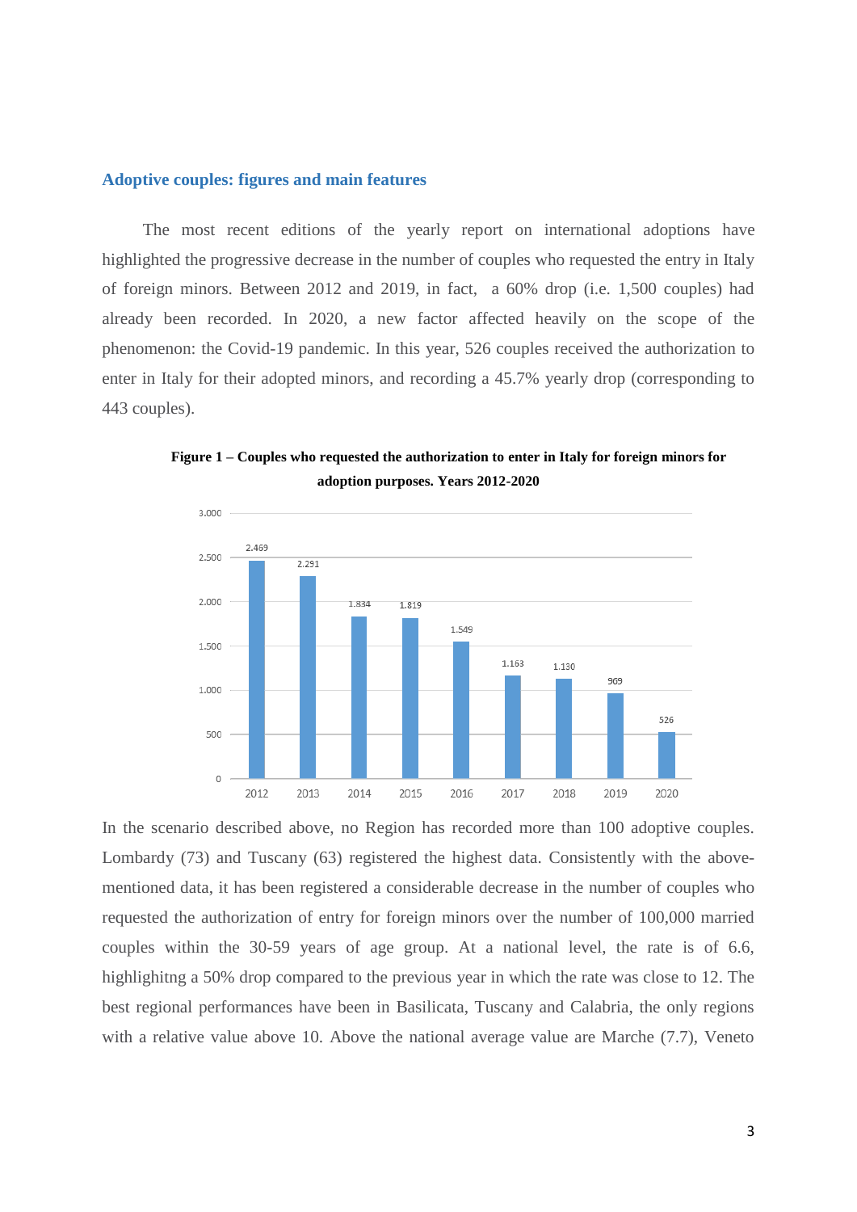## Adoptive couples: figures and main features

The most recent editions of the yearly report on international adoptions have highlighted the progressive decrease in the number of couples who requested the entry in Italy of foreign minors. Between 2012 and 2019, in fact, a 60% drop (i.e. 1,500 couples) had already been recorded. In 2020, a new factor affected heavily on the scope of the phenomenon: the Covid-19 pandemic. In this year, 526 couples received the authorization to enter in Italy for their adopted minors, and recording a 45.7% yearly drop (corresponding to 443 couples).

**Figure 1 – Couples who requested the authorization to enter in Italy for foreign minors for adoption purposes. Years 2012-2020**

| Year | Couples |
|---|---|
| 2012 | 2.469 |
| 2013 | 2.291 |
| 2014 | 1.834 |
| 2015 | 1.819 |
| 2016 | 1.549 |
| 2017 | 1.163 |
| 2018 | 1.130 |
| 2019 | 969 |
| 2020 | 526 |

In the scenario described above, no Region has recorded more than 100 adoptive couples. Lombardy (73) and Tuscany (63) registered the highest data. Consistently with the above-mentioned data, it has been registered a considerable decrease in the number of couples who requested the authorization of entry for foreign minors over the number of 100,000 married couples within the 30-59 years of age group. At a national level, the rate is of 6.6, highlighitng a 50% drop compared to the previous year in which the rate was close to 12. The best regional performances have been in Basilicata, Tuscany and Calabria, the only regions with a relative value above 10. Above the national average value are Marche (7.7), Veneto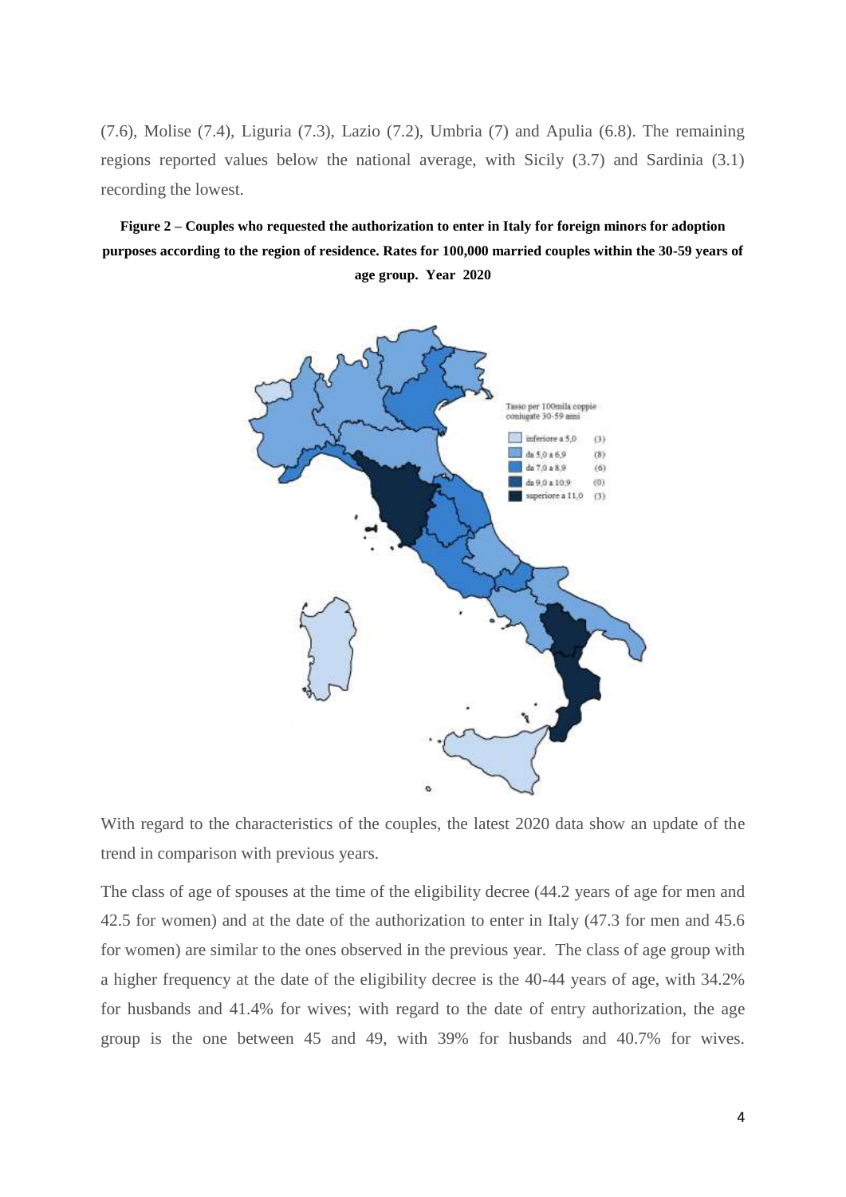(7.6), Molise (7.4), Liguria (7.3), Lazio (7.2), Umbria (7) and Apulia (6.8). The remaining regions reported values below the national average, with Sicily (3.7) and Sardinia (3.1) recording the lowest.

**Figure 2 – Couples who requested the authorization to enter in Italy for foreign minors for adoption purposes according to the region of residence. Rates for 100,000 married couples within the 30-59 years of age group. Year 2020**

With regard to the characteristics of the couples, the latest 2020 data show an update of the trend in comparison with previous years.

The class of age of spouses at the time of the eligibility decree (44.2 years of age for men and 42.5 for women) and at the date of the authorization to enter in Italy (47.3 for men and 45.6 for women) are similar to the ones observed in the previous year. The class of age group with a higher frequency at the date of the eligibility decree is the 40-44 years of age, with 34.2% for husbands and 41.4% for wives; with regard to the date of entry authorization, the age group is the one between 45 and 49, with 39% for husbands and 40.7% for wives.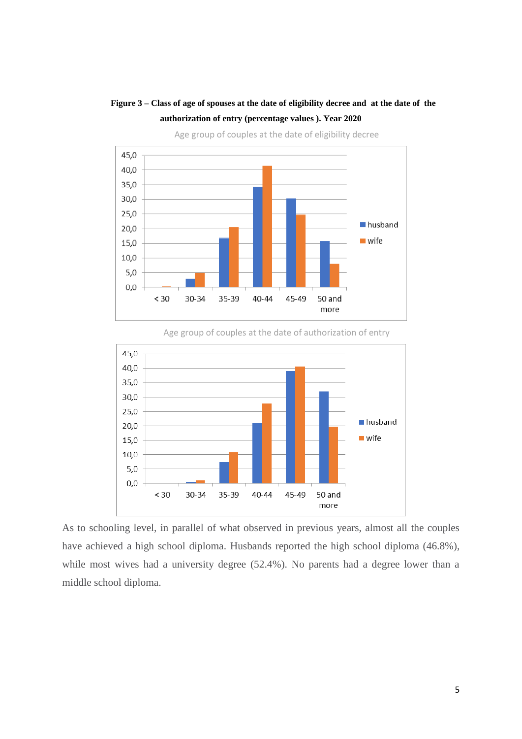**Figure 3 – Class of age of spouses at the date of eligibility decree and at the date of the authorization of entry (percentage values ). Year 2020**

As to schooling level, in parallel of what observed in previous years, almost all the couples have achieved a high school diploma. Husbands reported the high school diploma (46.8%), while most wives had a university degree (52.4%). No parents had a degree lower than a middle school diploma.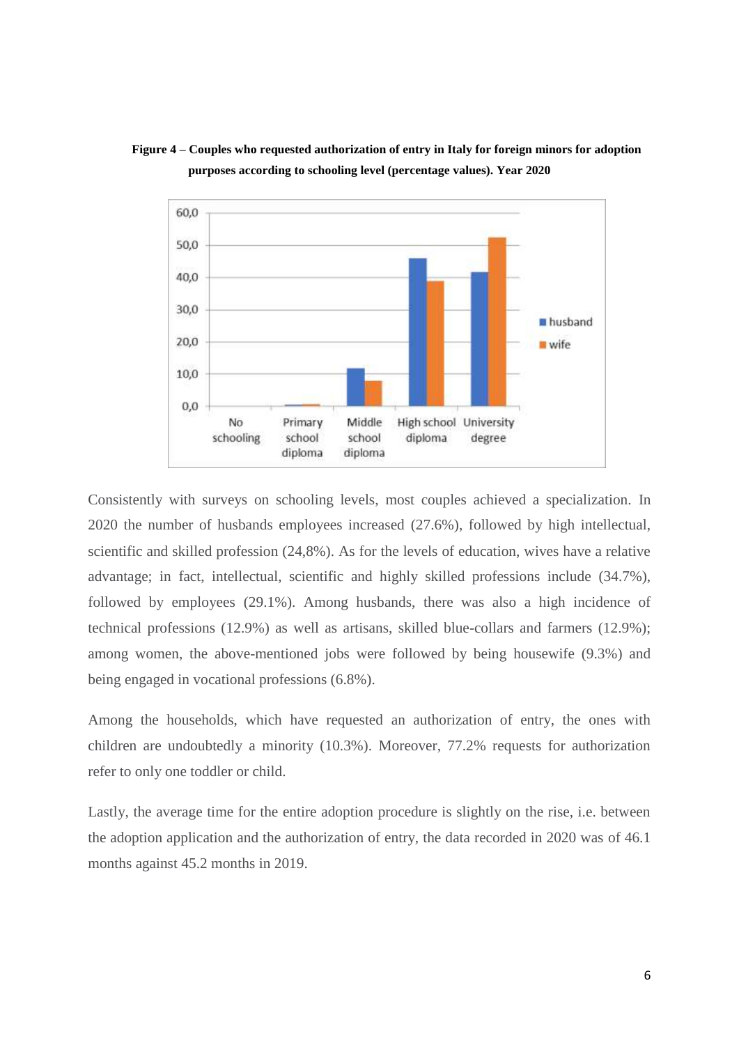**Figure 4 – Couples who requested authorization of entry in Italy for foreign minors for adoption purposes according to schooling level (percentage values). Year 2020**

Consistently with surveys on schooling levels, most couples achieved a specialization. In 2020 the number of husbands employees increased (27.6%), followed by high intellectual, scientific and skilled profession (24,8%). As for the levels of education, wives have a relative advantage; in fact, intellectual, scientific and highly skilled professions include (34.7%), followed by employees (29.1%). Among husbands, there was also a high incidence of technical professions (12.9%) as well as artisans, skilled blue-collars and farmers (12.9%); among women, the above-mentioned jobs were followed by being housewife (9.3%) and being engaged in vocational professions (6.8%).

Among the households, which have requested an authorization of entry, the ones with children are undoubtedly a minority (10.3%). Moreover, 77.2% requests for authorization refer to only one toddler or child.

Lastly, the average time for the entire adoption procedure is slightly on the rise, i.e. between the adoption application and the authorization of entry, the data recorded in 2020 was of 46.1 months against 45.2 months in 2019.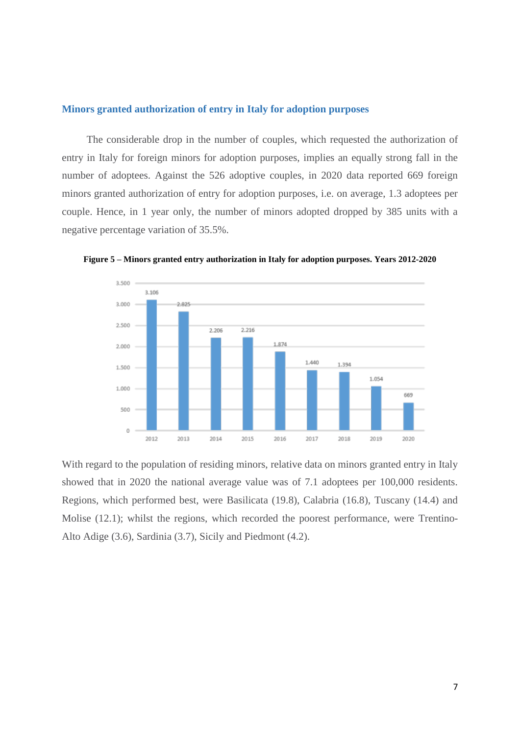## Minors granted authorization of entry in Italy for adoption purposes

The considerable drop in the number of couples, which requested the authorization of entry in Italy for foreign minors for adoption purposes, implies an equally strong fall in the number of adoptees. Against the 526 adoptive couples, in 2020 data reported 669 foreign minors granted authorization of entry for adoption purposes, i.e. on average, 1.3 adoptees per couple. Hence, in 1 year only, the number of minors adopted dropped by 385 units with a negative percentage variation of 35.5%.

**Figure 5 – Minors granted entry authorization in Italy for adoption purposes. Years 2012-2020**

| Year | Minors |
|---|---|
| 2012 | 3.106 |
| 2013 | 2.825 |
| 2014 | 2.206 |
| 2015 | 2.216 |
| 2016 | 1.874 |
| 2017 | 1.440 |
| 2018 | 1.394 |
| 2019 | 1.054 |
| 2020 | 669 |

With regard to the population of residing minors, relative data on minors granted entry in Italy showed that in 2020 the national average value was of 7.1 adoptees per 100,000 residents. Regions, which performed best, were Basilicata (19.8), Calabria (16.8), Tuscany (14.4) and Molise (12.1); whilst the regions, which recorded the poorest performance, were Trentino-Alto Adige (3.6), Sardinia (3.7), Sicily and Piedmont (4.2).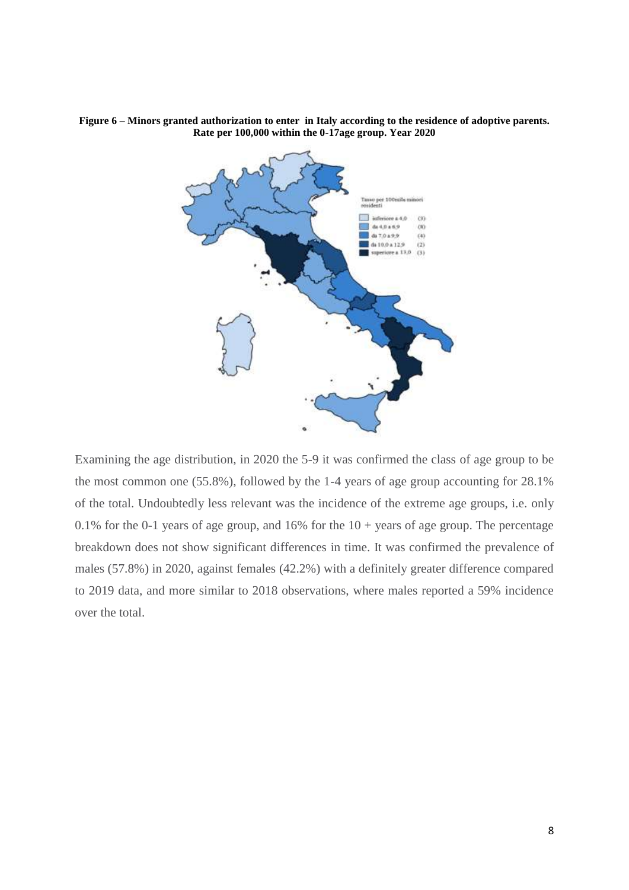**Figure 6 – Minors granted authorization to enter in Italy according to the residence of adoptive parents. Rate per 100,000 within the 0-17age group. Year 2020**

Examining the age distribution, in 2020 the 5-9 it was confirmed the class of age group to be the most common one (55.8%), followed by the 1-4 years of age group accounting for 28.1% of the total. Undoubtedly less relevant was the incidence of the extreme age groups, i.e. only 0.1% for the 0-1 years of age group, and 16% for the 10 + years of age group. The percentage breakdown does not show significant differences in time. It was confirmed the prevalence of males (57.8%) in 2020, against females (42.2%) with a definitely greater difference compared to 2019 data, and more similar to 2018 observations, where males reported a 59% incidence over the total.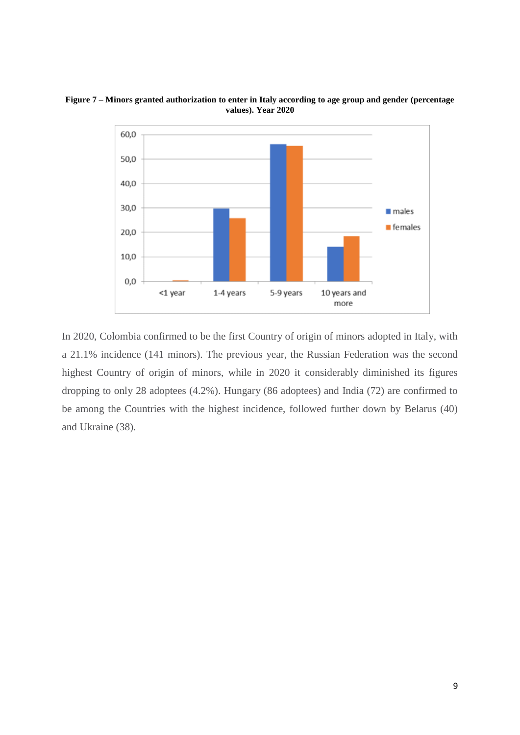**Figure 7 – Minors granted authorization to enter in Italy according to age group and gender (percentage values). Year 2020**

In 2020, Colombia confirmed to be the first Country of origin of minors adopted in Italy, with a 21.1% incidence (141 minors). The previous year, the Russian Federation was the second highest Country of origin of minors, while in 2020 it considerably diminished its figures dropping to only 28 adoptees (4.2%). Hungary (86 adoptees) and India (72) are confirmed to be among the Countries with the highest incidence, followed further down by Belarus (40) and Ukraine (38).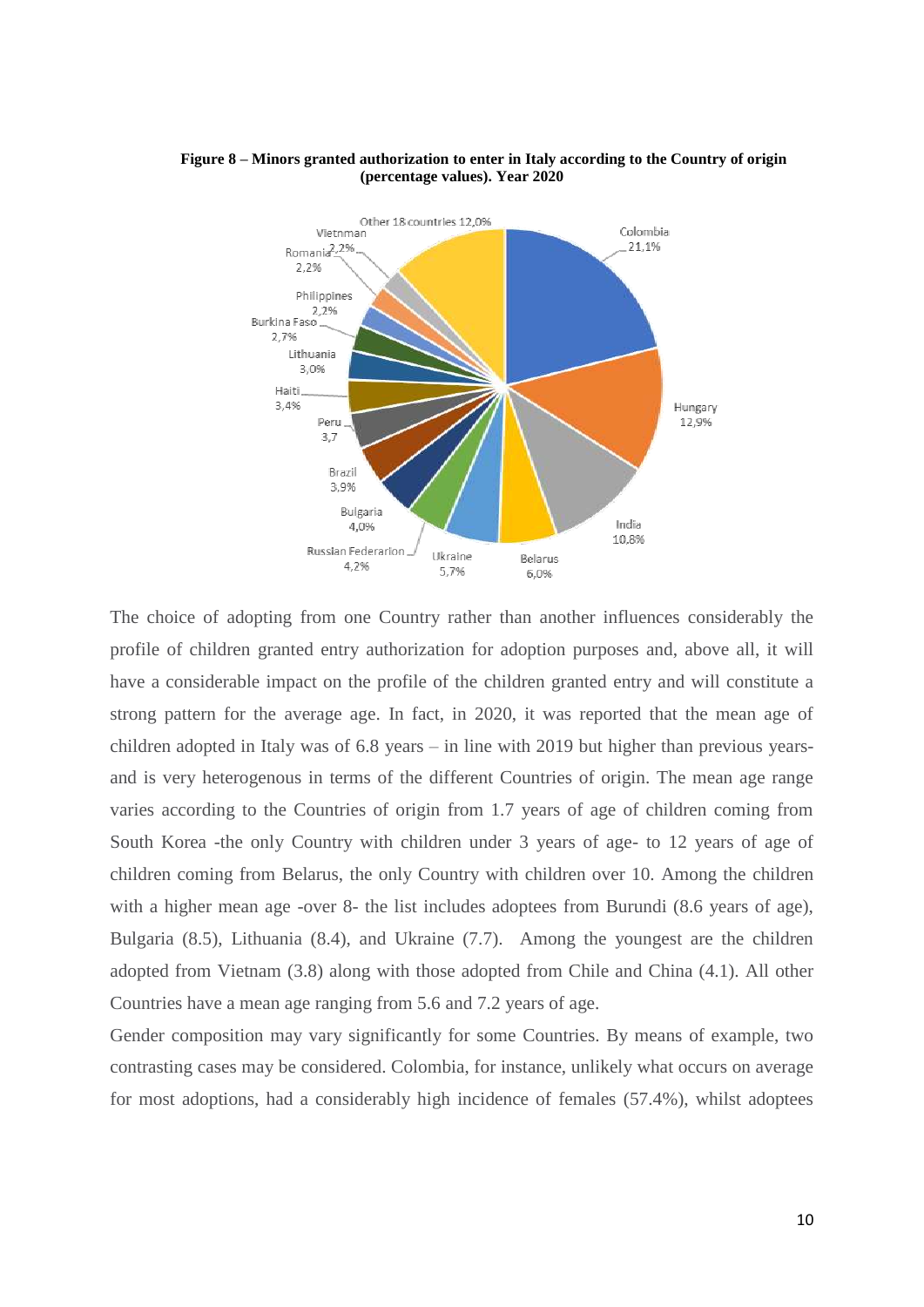**Figure 8 – Minors granted authorization to enter in Italy according to the Country of origin (percentage values). Year 2020**

The choice of adopting from one Country rather than another influences considerably the profile of children granted entry authorization for adoption purposes and, above all, it will have a considerable impact on the profile of the children granted entry and will constitute a strong pattern for the average age. In fact, in 2020, it was reported that the mean age of children adopted in Italy was of 6.8 years – in line with 2019 but higher than previous years- and is very heterogenous in terms of the different Countries of origin. The mean age range varies according to the Countries of origin from 1.7 years of age of children coming from South Korea -the only Country with children under 3 years of age- to 12 years of age of children coming from Belarus, the only Country with children over 10. Among the children with a higher mean age -over 8- the list includes adoptees from Burundi (8.6 years of age), Bulgaria (8.5), Lithuania (8.4), and Ukraine (7.7). Among the youngest are the children adopted from Vietnam (3.8) along with those adopted from Chile and China (4.1). All other Countries have a mean age ranging from 5.6 and 7.2 years of age.

Gender composition may vary significantly for some Countries. By means of example, two contrasting cases may be considered. Colombia, for instance, unlikely what occurs on average for most adoptions, had a considerably high incidence of females (57.4%), whilst adoptees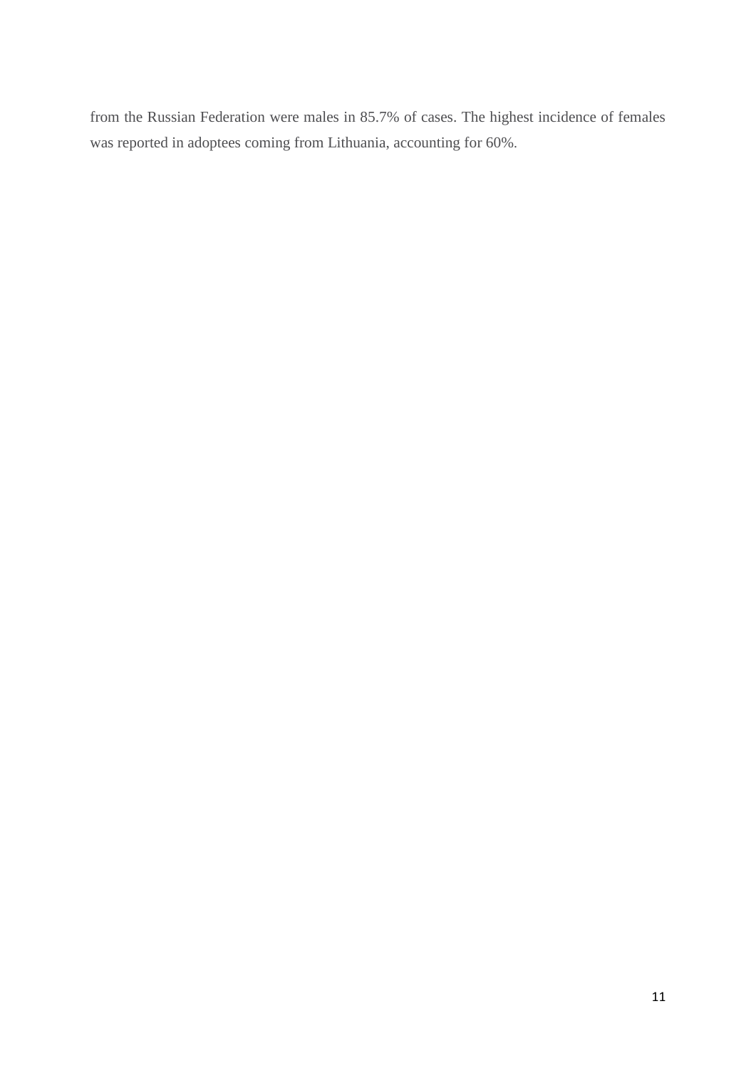from the Russian Federation were males in 85.7% of cases. The highest incidence of females was reported in adoptees coming from Lithuania, accounting for 60%.